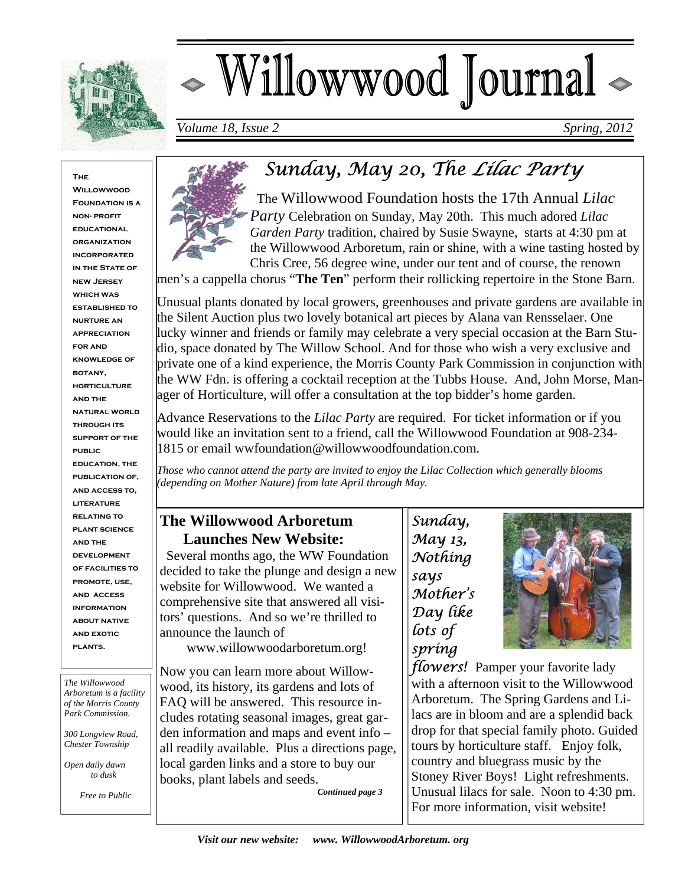# Willowwood Journal

*Volume 18, Issue 2* *Spring, 2012*

**The Willowwood Foundation is a non- profit educational organization incorporated in the State of New Jersey which was established to nurture an appreciation for and knowledge of botany, horticulture and the natural world through its support of the public education, the publication of, and access to, literature relating to plant science and the development of facilities to promote, use, and access information about native and exotic plants.**

*The Willowwood Arboretum is a facility of the Morris County Park Commission.*

*300 Longview Road, Chester Township*

*Open daily dawn to dusk*

*Free to Public*

## *Sunday, May 20, The Lilac Party*

The Willowwood Foundation hosts the 17th Annual *Lilac Party* Celebration on Sunday, May 20th. This much adored *Lilac Garden Party* tradition, chaired by Susie Swayne, starts at 4:30 pm at the Willowwood Arboretum, rain or shine, with a wine tasting hosted by Chris Cree, 56 degree wine, under our tent and of course, the renown men's a cappella chorus "**The Ten**" perform their rollicking repertoire in the Stone Barn.

Unusual plants donated by local growers, greenhouses and private gardens are available in the Silent Auction plus two lovely botanical art pieces by Alana van Rensselaer. One lucky winner and friends or family may celebrate a very special occasion at the Barn Studio, space donated by The Willow School. And for those who wish a very exclusive and private one of a kind experience, the Morris County Park Commission in conjunction with the WW Fdn. is offering a cocktail reception at the Tubbs House. And, John Morse, Manager of Horticulture, will offer a consultation at the top bidder's home garden.

Advance Reservations to the *Lilac Party* are required. For ticket information or if you would like an invitation sent to a friend, call the Willowwood Foundation at 908-234-1815 or email wwfoundation@willowwoodfoundation.com.

*Those who cannot attend the party are invited to enjoy the Lilac Collection which generally blooms (depending on Mother Nature) from late April through May.*

## The Willowwood Arboretum Launches New Website:

Several months ago, the WW Foundation decided to take the plunge and design a new website for Willowwood. We wanted a comprehensive site that answered all visitors' questions. And so we're thrilled to announce the launch of

www.willowwoodarboretum.org!

Now you can learn more about Willowwood, its history, its gardens and lots of FAQ will be answered. This resource includes rotating seasonal images, great garden information and maps and event info – all readily available. Plus a directions page, local garden links and a store to buy our books, plant labels and seeds.

***Continued page 3***

*Sunday, May 13, Nothing says Mother's Day like lots of spring flowers!* Pamper your favorite lady with a afternoon visit to the Willowwood Arboretum. The Spring Gardens and Lilacs are in bloom and are a splendid back drop for that special family photo. Guided tours by horticulture staff. Enjoy folk, country and bluegrass music by the Stoney River Boys! Light refreshments. Unusual lilacs for sale. Noon to 4:30 pm. For more information, visit website!

***Visit our new website: www. WillowwoodArboretum. org***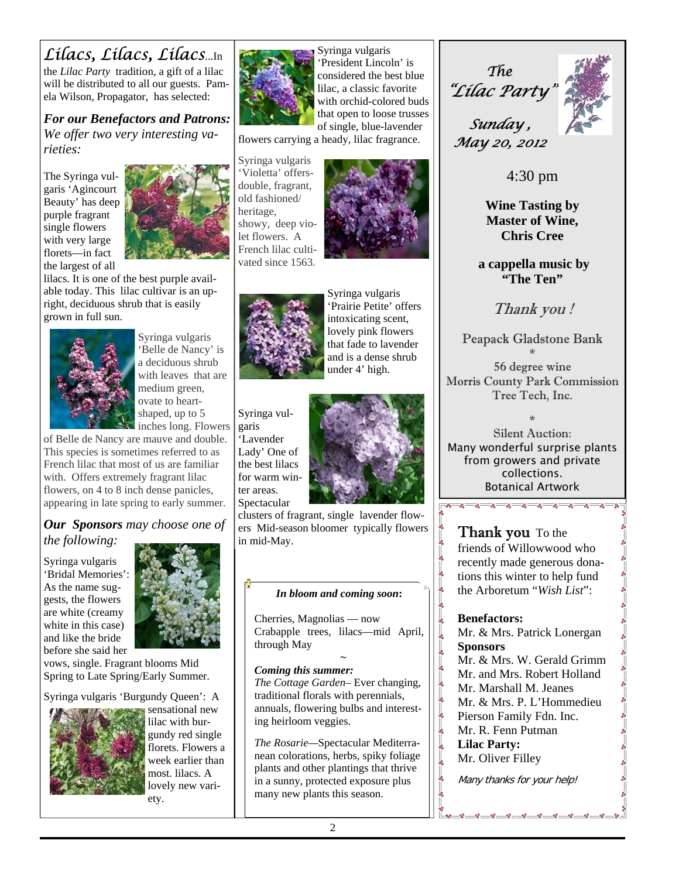## *Lilacs, Lilacs, Lilacs*...

In the *Lilac Party* tradition, a gift of a lilac will be distributed to all our guests. Pamela Wilson, Propagator, has selected:

### *For our Benefactors and Patrons:*

*We offer two very interesting varieties:*

The Syringa vulgaris 'Agincourt Beauty' has deep purple fragrant single flowers with very large florets—in fact the largest of all lilacs. It is one of the best purple available today. This lilac cultivar is an upright, deciduous shrub that is easily grown in full sun.

Syringa vulgaris 'Belle de Nancy' is a deciduous shrub with leaves that are medium green, ovate to heart-shaped, up to 5 inches long. Flowers of Belle de Nancy are mauve and double. This species is sometimes referred to as French lilac that most of us are familiar with. Offers extremely fragrant lilac flowers, on 4 to 8 inch dense panicles, appearing in late spring to early summer.

### ***Our Sponsors*** *may choose one of the following:*

Syringa vulgaris 'Bridal Memories': As the name suggests, the flowers are white (creamy white in this case) and like the bride before she said her vows, single. Fragrant blooms Mid Spring to Late Spring/Early Summer.

Syringa vulgaris 'Burgundy Queen': A sensational new lilac with burgundy red single florets. Flowers a week earlier than most. lilacs. A lovely new variety.

Syringa vulgaris 'President Lincoln' is considered the best blue lilac, a classic favorite with orchid-colored buds that open to loose trusses of single, blue-lavender flowers carrying a heady, lilac fragrance.

Syringa vulgaris 'Violetta' offers double, fragrant, old fashioned/ heritage, showy, deep violet flowers. A French lilac cultivated since 1563.

Syringa vulgaris 'Prairie Petite' offers intoxicating scent, lovely pink flowers that fade to lavender and is a dense shrub under 4' high.

Syringa vulgaris 'Lavender Lady' One of the best lilacs for warm winter areas. Spectacular clusters of fragrant, single lavender flowers Mid-season bloomer typically flowers in mid-May.

***In bloom and coming soon*:**

Cherries, Magnolias — now
Crabapple trees, lilacs—mid April, through May

~

***Coming this summer:***

*The Cottage Garden*– Ever changing, traditional florals with perennials, annuals, flowering bulbs and interesting heirloom veggies.

*The Rosarie*—Spectacular Mediterranean colorations, herbs, spiky foliage plants and other plantings that thrive in a sunny, protected exposure plus many new plants this season.

## *The "Lilac Party"*

*Sunday, May 20, 2012*

4:30 pm

**Wine Tasting by Master of Wine, Chris Cree**

**a cappella music by "The Ten"**

*Thank you !*

Peapack Gladstone Bank

\*

56 degree wine
Morris County Park Commission
Tree Tech, Inc.

\*

Silent Auction:
Many wonderful surprise plants from growers and private collections.
Botanical Artwork

**Thank you** To the friends of Willowwood who recently made generous donations this winter to help fund the Arboretum "*Wish List*":

**Benefactors:**
Mr. & Mrs. Patrick Lonergan
**Sponsors**
Mr. & Mrs. W. Gerald Grimm
Mr. and Mrs. Robert Holland
Mr. Marshall M. Jeanes
Mr. & Mrs. P. L'Hommedieu
Pierson Family Fdn. Inc.
Mr. R. Fenn Putman
**Lilac Party:**
Mr. Oliver Filley

*Many thanks for your help!*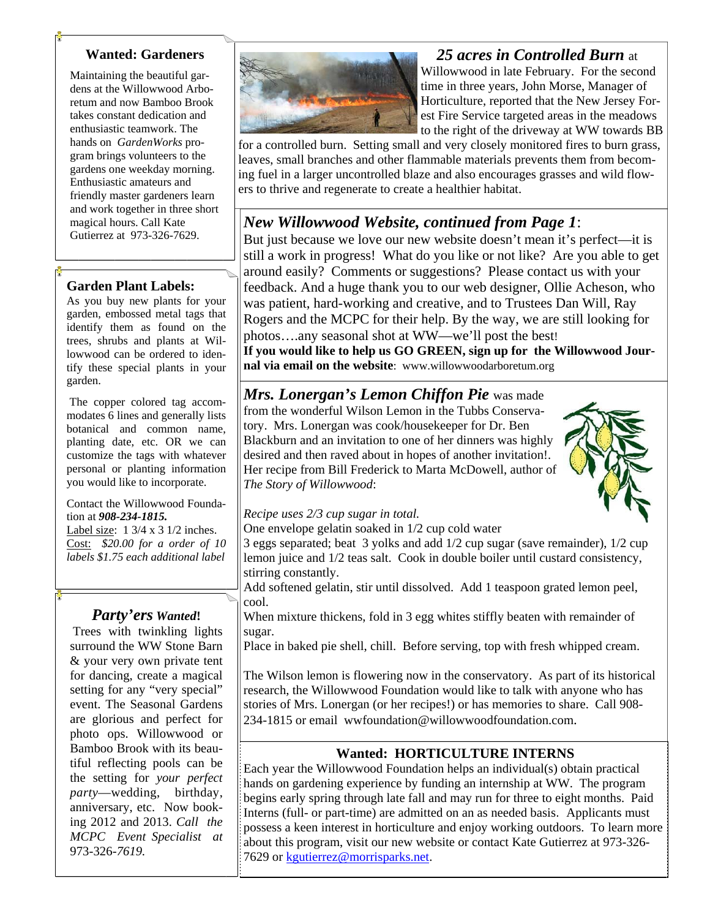## Wanted: Gardeners

Maintaining the beautiful gardens at the Willowwood Arboretum and now Bamboo Brook takes constant dedication and enthusiastic teamwork. The hands on *GardenWorks* program brings volunteers to the gardens one weekday morning. Enthusiastic amateurs and friendly master gardeners learn and work together in three short magical hours. Call Kate Gutierrez at 973-326-7629.

## Garden Plant Labels:

As you buy new plants for your garden, embossed metal tags that identify them as found on the trees, shrubs and plants at Willowwood can be ordered to identify these special plants in your garden.

The copper colored tag accommodates 6 lines and generally lists botanical and common name, planting date, etc. OR we can customize the tags with whatever personal or planting information you would like to incorporate.

Contact the Willowwood Foundation at ***908-234-1815.***
Label size: 1 3/4 x 3 1/2 inches.
Cost: *$20.00 for a order of 10 labels $1.75 each additional label*

## *Party'ers Wanted!*

Trees with twinkling lights surround the WW Stone Barn & your very own private tent for dancing, create a magical setting for any "very special" event. The Seasonal Gardens are glorious and perfect for photo ops. Willowwood or Bamboo Brook with its beautiful reflecting pools can be the setting for *your perfect party*—wedding, birthday, anniversary, etc. Now booking 2012 and 2013. *Call the MCPC Event Specialist at* 973-326-*7619.*

## *25 acres in Controlled Burn* at

Willowwood in late February. For the second time in three years, John Morse, Manager of Horticulture, reported that the New Jersey Forest Fire Service targeted areas in the meadows to the right of the driveway at WW towards BB for a controlled burn. Setting small and very closely monitored fires to burn grass, leaves, small branches and other flammable materials prevents them from becoming fuel in a larger uncontrolled blaze and also encourages grasses and wild flowers to thrive and regenerate to create a healthier habitat.

## *New Willowwood Website, continued from Page 1*:

But just because we love our new website doesn't mean it's perfect—it is still a work in progress! What do you like or not like? Are you able to get around easily? Comments or suggestions? Please contact us with your feedback. And a huge thank you to our web designer, Ollie Acheson, who was patient, hard-working and creative, and to Trustees Dan Will, Ray Rogers and the MCPC for their help. By the way, we are still looking for photos….any seasonal shot at WW—we'll post the best!
**If you would like to help us GO GREEN, sign up for the Willowwood Journal via email on the website**: www.willowwoodarboretum.org

## *Mrs. Lonergan's Lemon Chiffon Pie* was made

from the wonderful Wilson Lemon in the Tubbs Conservatory. Mrs. Lonergan was cook/housekeeper for Dr. Ben Blackburn and an invitation to one of her dinners was highly desired and then raved about in hopes of another invitation!. Her recipe from Bill Frederick to Marta McDowell, author of *The Story of Willowwood*:

*Recipe uses 2/3 cup sugar in total.*
One envelope gelatin soaked in 1/2 cup cold water
3 eggs separated; beat 3 yolks and add 1/2 cup sugar (save remainder), 1/2 cup lemon juice and 1/2 teas salt. Cook in double boiler until custard consistency, stirring constantly.
Add softened gelatin, stir until dissolved. Add 1 teaspoon grated lemon peel, cool.
When mixture thickens, fold in 3 egg whites stiffly beaten with remainder of sugar.
Place in baked pie shell, chill. Before serving, top with fresh whipped cream.

The Wilson lemon is flowering now in the conservatory. As part of its historical research, the Willowwood Foundation would like to talk with anyone who has stories of Mrs. Lonergan (or her recipes!) or has memories to share. Call 908-234-1815 or email wwfoundation@willowwoodfoundation.com.

## Wanted: HORTICULTURE INTERNS

Each year the Willowwood Foundation helps an individual(s) obtain practical hands on gardening experience by funding an internship at WW. The program begins early spring through late fall and may run for three to eight months. Paid Interns (full- or part-time) are admitted on an as needed basis. Applicants must possess a keen interest in horticulture and enjoy working outdoors. To learn more about this program, visit our new website or contact Kate Gutierrez at 973-326-7629 or kgutierrez@morrisparks.net.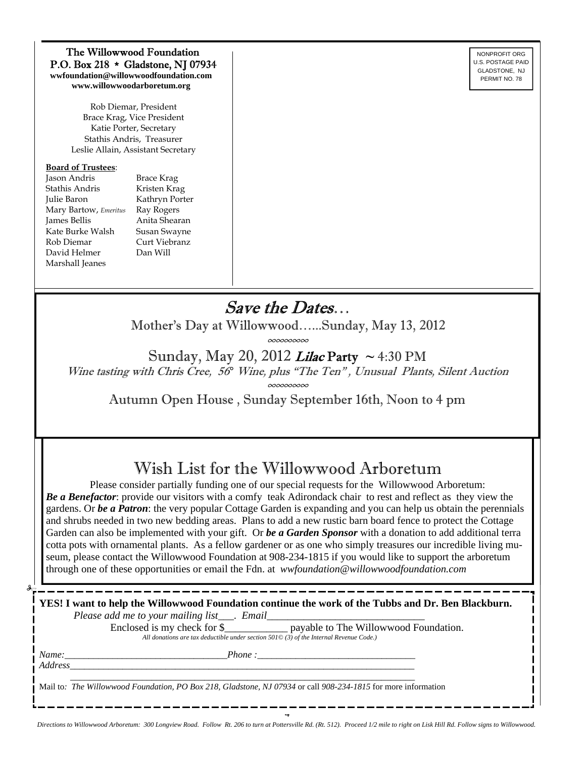**The Willowwood Foundation**
**P.O. Box 218 * Gladstone, NJ 07934**
**wwfoundation@willowwoodfoundation.com**
**www.willowwoodarboretum.org**

Rob Diemar, President
Brace Krag, Vice President
Katie Porter, Secretary
Stathis Andris, Treasurer
Leslie Allain, Assistant Secretary

**Board of Trustees**:

| | |
|---|---|
| Jason Andris | Brace Krag |
| Stathis Andris | Kristen Krag |
| Julie Baron | Kathryn Porter |
| Mary Bartow, *Emeritus* | Ray Rogers |
| James Bellis | Anita Shearan |
| Kate Burke Walsh | Susan Swayne |
| Rob Diemar | Curt Viebranz |
| David Helmer | Dan Will |
| Marshall Jeanes | |

NONPROFIT ORG
U.S. POSTAGE PAID
GLADSTONE, NJ
PERMIT NO. 78

## *Save the Dates…*

Mother's Day at Willowwood…...Sunday, May 13, 2012

∞∞∞∞∞

Sunday, May 20, 2012 ***Lilac* Party** ~ 4:30 PM

*Wine tasting with Chris Cree, 56° Wine, plus "The Ten", Unusual Plants, Silent Auction*

∞∞∞∞∞

Autumn Open House , Sunday September 16th, Noon to 4 pm

## Wish List for the Willowwood Arboretum

Please consider partially funding one of our special requests for the Willowwood Arboretum: ***Be a Benefactor***: provide our visitors with a comfy teak Adirondack chair to rest and reflect as they view the gardens. Or ***be a Patron***: the very popular Cottage Garden is expanding and you can help us obtain the perennials and shrubs needed in two new bedding areas. Plans to add a new rustic barn board fence to protect the Cottage Garden can also be implemented with your gift. Or ***be a Garden Sponsor*** with a donation to add additional terra cotta pots with ornamental plants. As a fellow gardener or as one who simply treasures our incredible living museum, please contact the Willowwood Foundation at 908-234-1815 if you would like to support the arboretum through one of these opportunities or email the Fdn. at *wwfoundation@willowwoodfoundation.com*

**YES! I want to help the Willowwood Foundation continue the work of the Tubbs and Dr. Ben Blackburn.**

*Please add me to your mailing list___. Email*_______________________________

Enclosed is my check for $____________ payable to The Willowwood Foundation.

*All donations are tax deductible under section 501© (3) of the Internal Revenue Code.)*

*Name:*_________________________________*Phone :*________________________________

*Address*_______________________________________________________________________

Mail to*: The Willowwood Foundation, PO Box 218, Gladstone, NJ 07934* or call *908-234-1815* for more information

*Directions to Willowwood Arboretum: 300 Longview Road. Follow Rt. 206 to turn at Pottersville Rd. (Rt. 512). Proceed 1/2 mile to right on Lisk Hill Rd. Follow signs to Willowwood.*